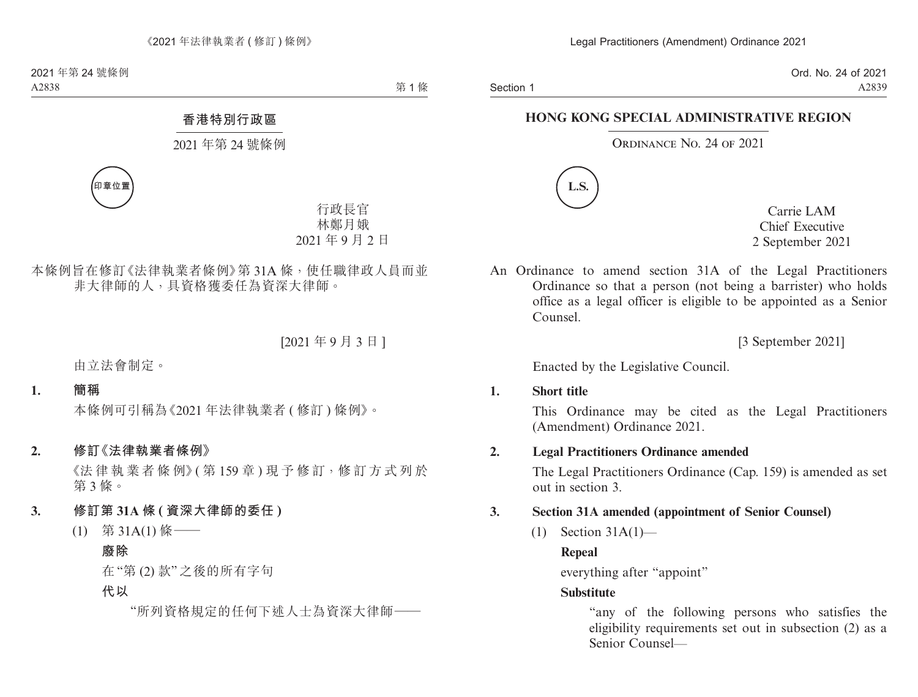# 香港特別行政區

## 2021 年第 24 號條例

印章位置

行政長官
林鄭月娥
2021 年 9 月 2 日

本條例旨在修訂《法律執業者條例》第 31A 條，使任職律政人員而並非大律師的人，具資格獲委任為資深大律師。

[2021 年 9 月 3 日]

由立法會制定。

**1. 簡稱**

本條例可引稱為《2021 年法律執業者 ( 修訂 ) 條例》。

**2. 修訂《法律執業者條例》**

《法律執業者條例》( 第 159 章 ) 現予修訂，修訂方式列於第 3 條。

**3. 修訂第 31A 條 ( 資深大律師的委任 )**

(1) 第 31A(1) 條——

**廢除**

在“第 (2) 款”之後的所有字句

**代以**

“所列資格規定的任何下述人士為資深大律師——

# HONG KONG SPECIAL ADMINISTRATIVE REGION

## ORDINANCE NO. 24 OF 2021

L.S.

Carrie LAM
Chief Executive
2 September 2021

An Ordinance to amend section 31A of the Legal Practitioners Ordinance so that a person (not being a barrister) who holds office as a legal officer is eligible to be appointed as a Senior Counsel.

[3 September 2021]

Enacted by the Legislative Council.

**1. Short title**

This Ordinance may be cited as the Legal Practitioners (Amendment) Ordinance 2021.

**2. Legal Practitioners Ordinance amended**

The Legal Practitioners Ordinance (Cap. 159) is amended as set out in section 3.

**3. Section 31A amended (appointment of Senior Counsel)**

(1) Section 31A(1)—

**Repeal**

everything after “appoint”

**Substitute**

“any of the following persons who satisfies the eligibility requirements set out in subsection (2) as a Senior Counsel—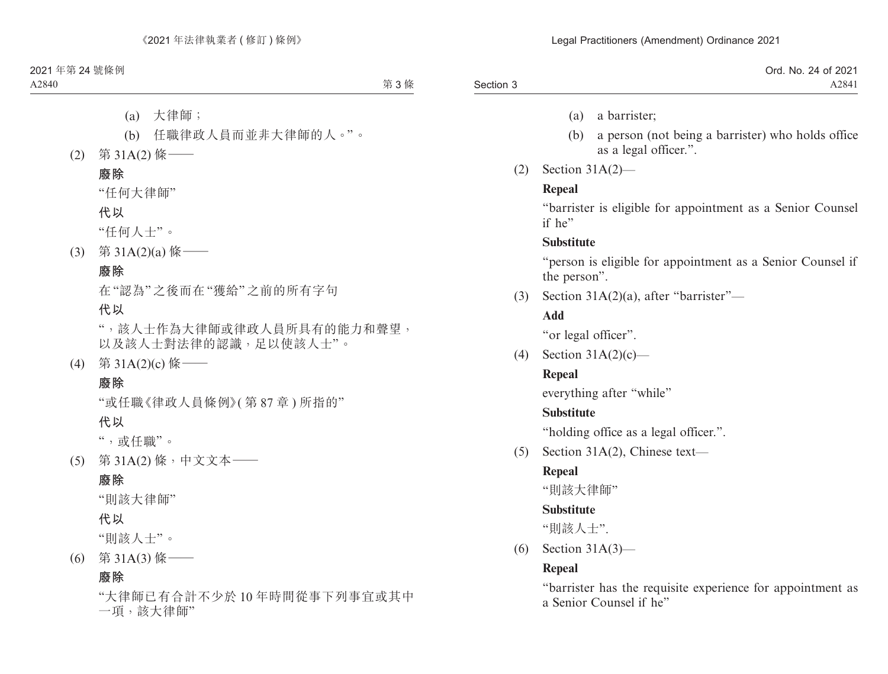(a) 大律師；

(b) 任職律政人員而並非大律師的人。”。

(2) 第 31A(2) 條——

**廢除**

“任何大律師”

**代以**

“任何人士”。

(3) 第 31A(2)(a) 條——

**廢除**

在“認為”之後而在“獲給”之前的所有字句

**代以**

“，該人士作為大律師或律政人員所具有的能力和聲望，以及該人士對法律的認識，足以使該人士”。

(4) 第 31A(2)(c) 條——

**廢除**

“或任職《律政人員條例》(第 87 章) 所指的”

**代以**

“，或任職”。

(5) 第 31A(2) 條，中文文本——

**廢除**

“則該大律師”

**代以**

“則該人士”。

(6) 第 31A(3) 條——

**廢除**

“大律師已有合計不少於 10 年時間從事下列事宜或其中一項，該大律師”

(a) a barrister;

(b) a person (not being a barrister) who holds office as a legal officer.”.

(2) Section 31A(2)—

**Repeal**

“barrister is eligible for appointment as a Senior Counsel if he”

**Substitute**

“person is eligible for appointment as a Senior Counsel if the person”.

(3) Section 31A(2)(a), after “barrister”—

**Add**

“or legal officer”.

(4) Section 31A(2)(c)—

**Repeal**

everything after “while”

**Substitute**

“holding office as a legal officer.”.

(5) Section 31A(2), Chinese text—

**Repeal**

“則該大律師”

**Substitute**

“則該人士”.

(6) Section 31A(3)—

**Repeal**

“barrister has the requisite experience for appointment as a Senior Counsel if he”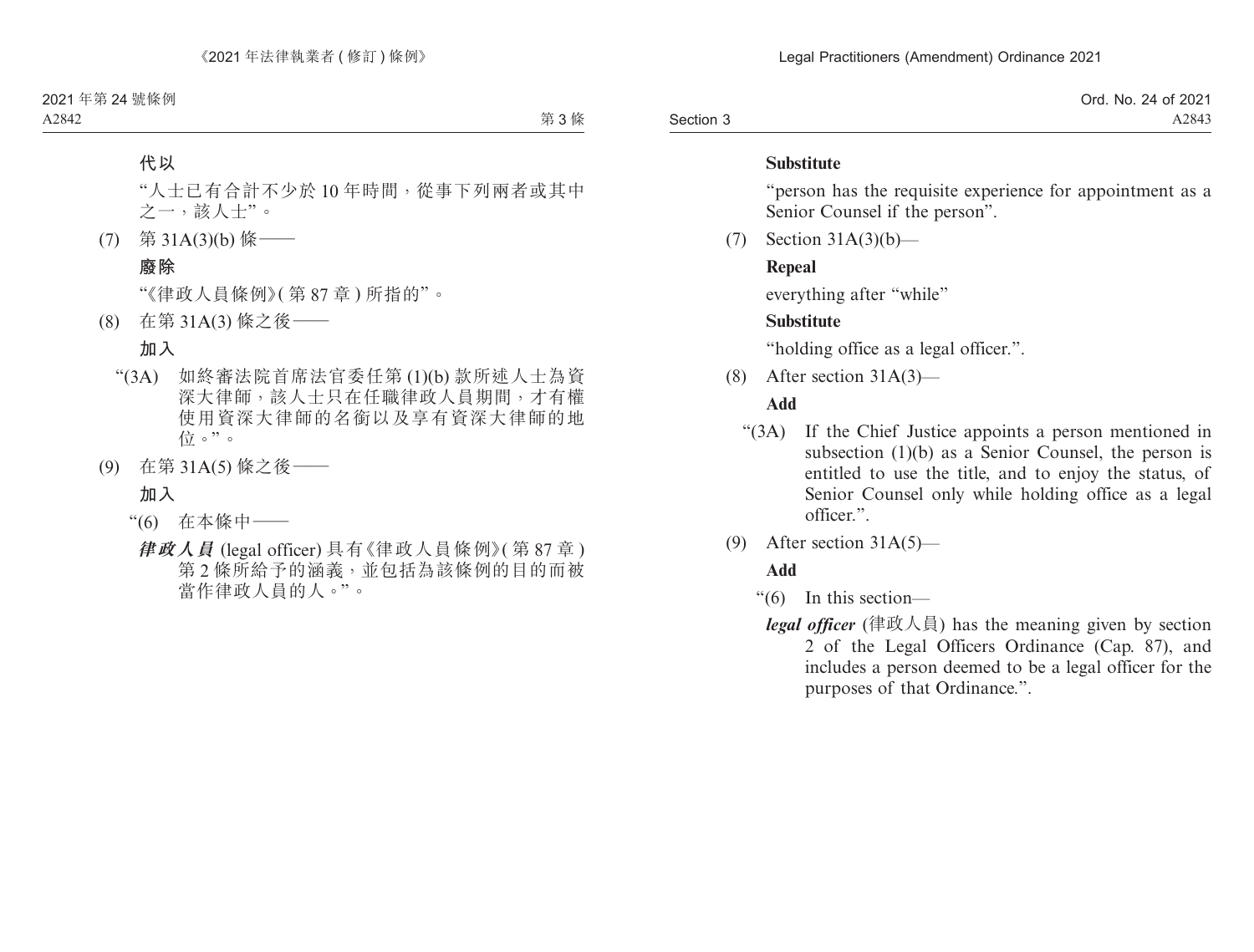**代以**

"人士已有合計不少於 10 年時間，從事下列兩者或其中之一，該人士"。

(7) 第 31A(3)(b) 條——

**廢除**

"《律政人員條例》( 第 87 章 ) 所指的"。

(8) 在第 31A(3) 條之後——

**加入**

"(3A) 如終審法院首席法官委任第 (1)(b) 款所述人士為資深大律師，該人士只在任職律政人員期間，才有權使用資深大律師的名銜以及享有資深大律師的地位。"。

(9) 在第 31A(5) 條之後——

**加入**

"(6) 在本條中——

***律政人員*** (legal officer) 具有《律政人員條例》( 第 87 章 ) 第 2 條所給予的涵義，並包括為該條例的目的而被當作律政人員的人。"。

**Substitute**

"person has the requisite experience for appointment as a Senior Counsel if the person".

(7) Section 31A(3)(b)—

**Repeal**

everything after "while"

**Substitute**

"holding office as a legal officer.".

(8) After section 31A(3)—

**Add**

"(3A) If the Chief Justice appoints a person mentioned in subsection (1)(b) as a Senior Counsel, the person is entitled to use the title, and to enjoy the status, of Senior Counsel only while holding office as a legal officer.".

(9) After section 31A(5)—

**Add**

"(6) In this section—

***legal officer*** (律政人員) has the meaning given by section 2 of the Legal Officers Ordinance (Cap. 87), and includes a person deemed to be a legal officer for the purposes of that Ordinance.".